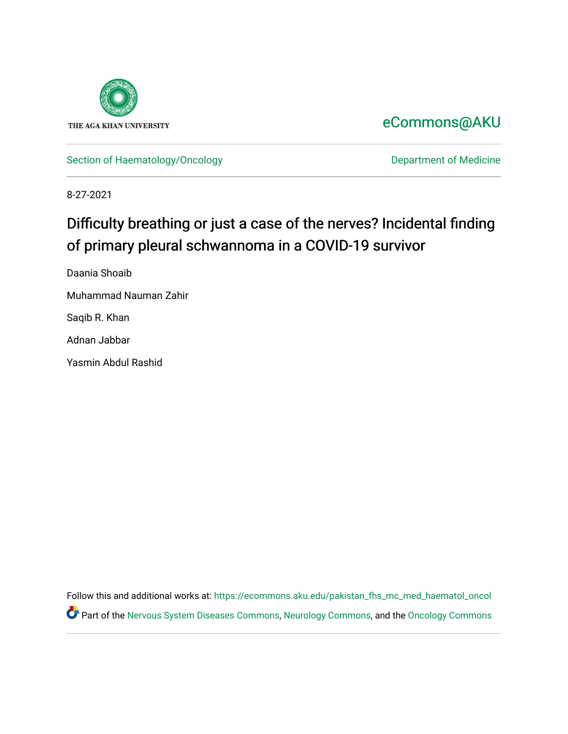THE AGA KHAN UNIVERSITY

eCommons@AKU

Section of Haematology/Oncology

Department of Medicine

8-27-2021

# Difficulty breathing or just a case of the nerves? Incidental finding of primary pleural schwannoma in a COVID-19 survivor

Daania Shoaib

Muhammad Nauman Zahir

Saqib R. Khan

Adnan Jabbar

Yasmin Abdul Rashid

Follow this and additional works at: https://ecommons.aku.edu/pakistan_fhs_mc_med_haematol_oncol

Part of the Nervous System Diseases Commons, Neurology Commons, and the Oncology Commons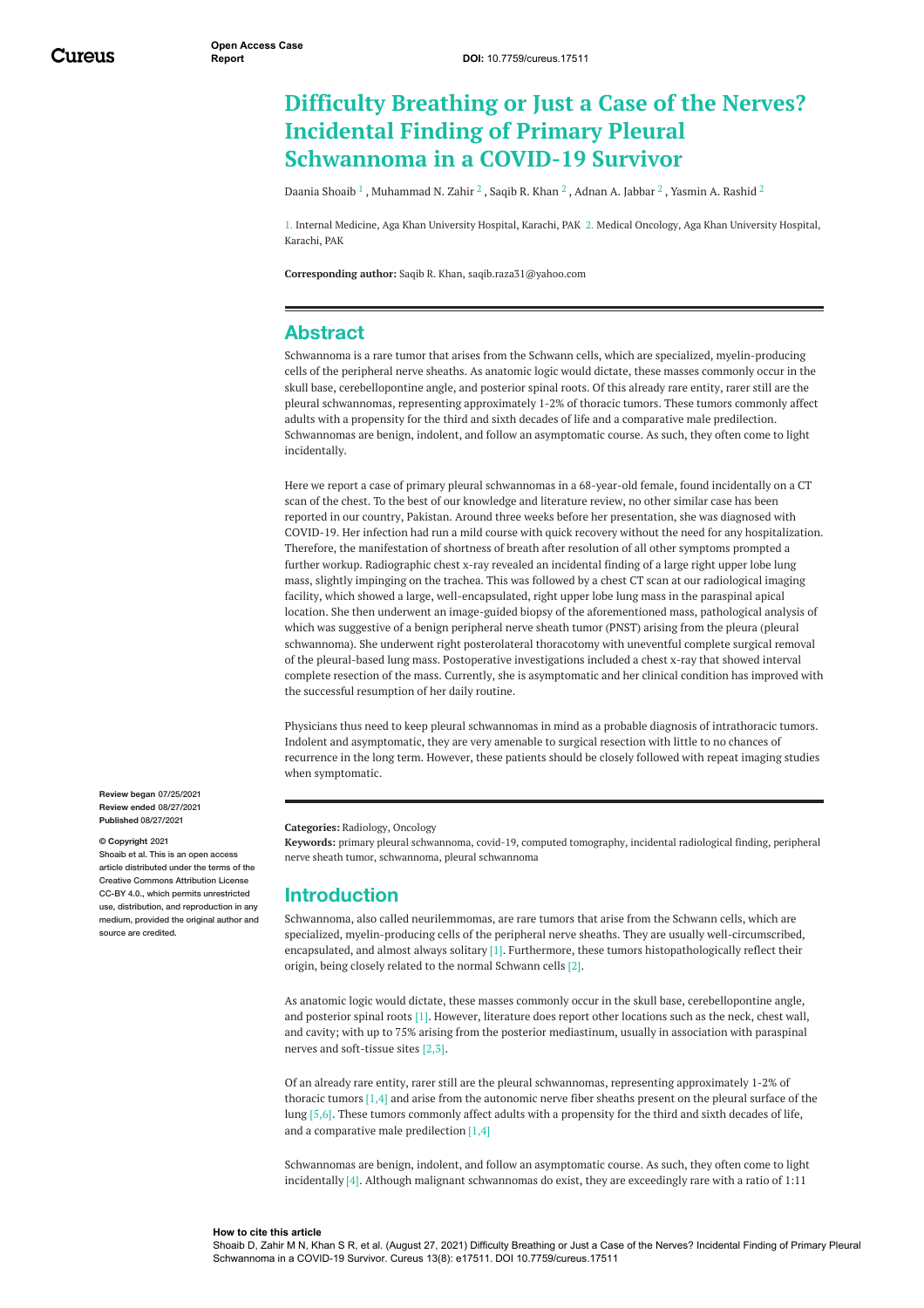# Difficulty Breathing or Just a Case of the Nerves? Incidental Finding of Primary Pleural Schwannoma in a COVID-19 Survivor

Daania Shoaib [1] , Muhammad N. Zahir [2] , Saqib R. Khan [2] , Adnan A. Jabbar [2] , Yasmin A. Rashid [2]

1. Internal Medicine, Aga Khan University Hospital, Karachi, PAK 2. Medical Oncology, Aga Khan University Hospital, Karachi, PAK

**Corresponding author:** Saqib R. Khan, saqib.raza31@yahoo.com

## Abstract

Schwannoma is a rare tumor that arises from the Schwann cells, which are specialized, myelin-producing cells of the peripheral nerve sheaths. As anatomic logic would dictate, these masses commonly occur in the skull base, cerebellopontine angle, and posterior spinal roots. Of this already rare entity, rarer still are the pleural schwannomas, representing approximately 1-2% of thoracic tumors. These tumors commonly affect adults with a propensity for the third and sixth decades of life and a comparative male predilection. Schwannomas are benign, indolent, and follow an asymptomatic course. As such, they often come to light incidentally.

Here we report a case of primary pleural schwannomas in a 68-year-old female, found incidentally on a CT scan of the chest. To the best of our knowledge and literature review, no other similar case has been reported in our country, Pakistan. Around three weeks before her presentation, she was diagnosed with COVID-19. Her infection had run a mild course with quick recovery without the need for any hospitalization. Therefore, the manifestation of shortness of breath after resolution of all other symptoms prompted a further workup. Radiographic chest x-ray revealed an incidental finding of a large right upper lobe lung mass, slightly impinging on the trachea. This was followed by a chest CT scan at our radiological imaging facility, which showed a large, well-encapsulated, right upper lobe lung mass in the paraspinal apical location. She then underwent an image-guided biopsy of the aforementioned mass, pathological analysis of which was suggestive of a benign peripheral nerve sheath tumor (PNST) arising from the pleura (pleural schwannoma). She underwent right posterolateral thoracotomy with uneventful complete surgical removal of the pleural-based lung mass. Postoperative investigations included a chest x-ray that showed interval complete resection of the mass. Currently, she is asymptomatic and her clinical condition has improved with the successful resumption of her daily routine.

Physicians thus need to keep pleural schwannomas in mind as a probable diagnosis of intrathoracic tumors. Indolent and asymptomatic, they are very amenable to surgical resection with little to no chances of recurrence in the long term. However, these patients should be closely followed with repeat imaging studies when symptomatic.

**Review began** 07/25/2021
**Review ended** 08/27/2021
**Published** 08/27/2021

**© Copyright** 2021
Shoaib et al. This is an open access article distributed under the terms of the Creative Commons Attribution License CC-BY 4.0., which permits unrestricted use, distribution, and reproduction in any medium, provided the original author and source are credited.

**Categories:** Radiology, Oncology
**Keywords:** primary pleural schwannoma, covid-19, computed tomography, incidental radiological finding, peripheral nerve sheath tumor, schwannoma, pleural schwannoma

## Introduction

Schwannoma, also called neurilemmomas, are rare tumors that arise from the Schwann cells, which are specialized, myelin-producing cells of the peripheral nerve sheaths. They are usually well-circumscribed, encapsulated, and almost always solitary [1]. Furthermore, these tumors histopathologically reflect their origin, being closely related to the normal Schwann cells [2].

As anatomic logic would dictate, these masses commonly occur in the skull base, cerebellopontine angle, and posterior spinal roots [1]. However, literature does report other locations such as the neck, chest wall, and cavity; with up to 75% arising from the posterior mediastinum, usually in association with paraspinal nerves and soft-tissue sites [2,3].

Of an already rare entity, rarer still are the pleural schwannomas, representing approximately 1-2% of thoracic tumors [1,4] and arise from the autonomic nerve fiber sheaths present on the pleural surface of the lung [5,6]. These tumors commonly affect adults with a propensity for the third and sixth decades of life, and a comparative male predilection [1,4]

Schwannomas are benign, indolent, and follow an asymptomatic course. As such, they often come to light incidentally [4]. Although malignant schwannomas do exist, they are exceedingly rare with a ratio of 1:11

**How to cite this article**
Shoaib D, Zahir M N, Khan S R, et al. (August 27, 2021) Difficulty Breathing or Just a Case of the Nerves? Incidental Finding of Primary Pleural Schwannoma in a COVID-19 Survivor. Cureus 13(8): e17511. DOI 10.7759/cureus.17511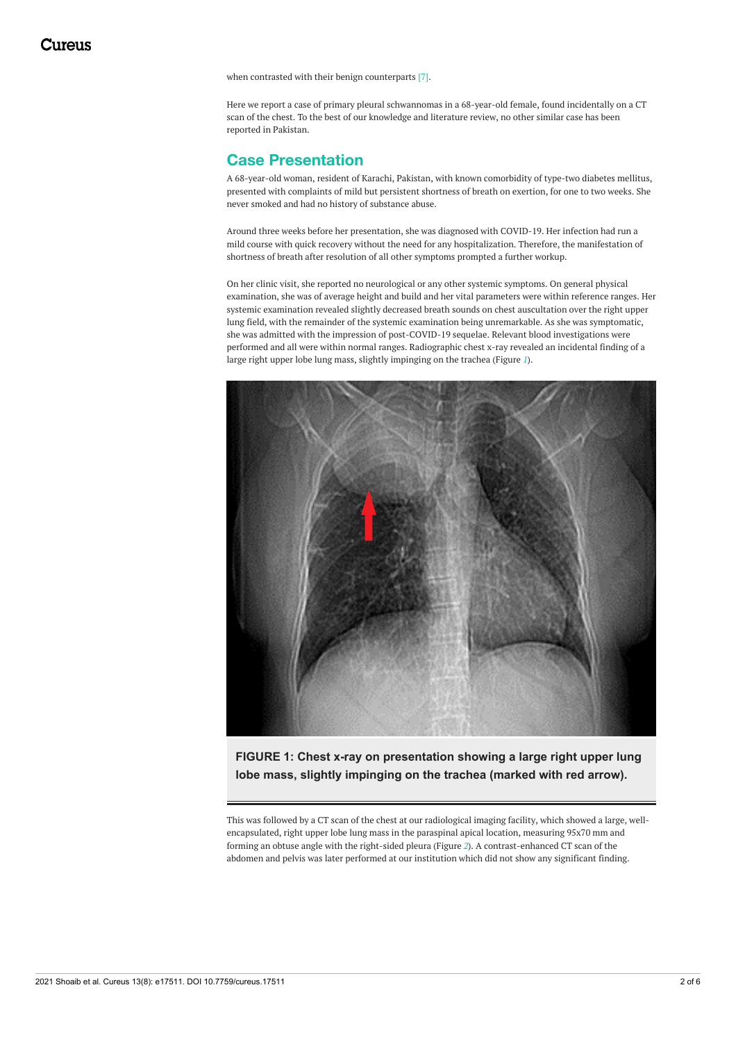when contrasted with their benign counterparts [7].

Here we report a case of primary pleural schwannomas in a 68-year-old female, found incidentally on a CT scan of the chest. To the best of our knowledge and literature review, no other similar case has been reported in Pakistan.

## Case Presentation

A 68-year-old woman, resident of Karachi, Pakistan, with known comorbidity of type-two diabetes mellitus, presented with complaints of mild but persistent shortness of breath on exertion, for one to two weeks. She never smoked and had no history of substance abuse.

Around three weeks before her presentation, she was diagnosed with COVID-19. Her infection had run a mild course with quick recovery without the need for any hospitalization. Therefore, the manifestation of shortness of breath after resolution of all other symptoms prompted a further workup.

On her clinic visit, she reported no neurological or any other systemic symptoms. On general physical examination, she was of average height and build and her vital parameters were within reference ranges. Her systemic examination revealed slightly decreased breath sounds on chest auscultation over the right upper lung field, with the remainder of the systemic examination being unremarkable. As she was symptomatic, she was admitted with the impression of post-COVID-19 sequelae. Relevant blood investigations were performed and all were within normal ranges. Radiographic chest x-ray revealed an incidental finding of a large right upper lobe lung mass, slightly impinging on the trachea (Figure 1).

**FIGURE 1: Chest x-ray on presentation showing a large right upper lung lobe mass, slightly impinging on the trachea (marked with red arrow).**

This was followed by a CT scan of the chest at our radiological imaging facility, which showed a large, well-encapsulated, right upper lobe lung mass in the paraspinal apical location, measuring 95x70 mm and forming an obtuse angle with the right-sided pleura (Figure 2). A contrast-enhanced CT scan of the abdomen and pelvis was later performed at our institution which did not show any significant finding.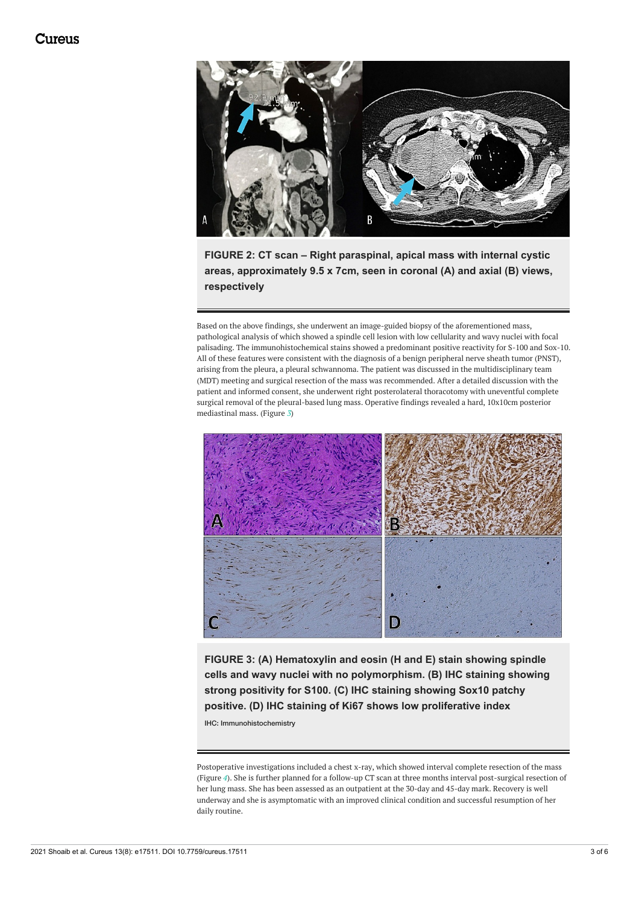FIGURE 2: CT scan – Right paraspinal, apical mass with internal cystic areas, approximately 9.5 x 7cm, seen in coronal (A) and axial (B) views, respectively

Based on the above findings, she underwent an image-guided biopsy of the aforementioned mass, pathological analysis of which showed a spindle cell lesion with low cellularity and wavy nuclei with focal palisading. The immunohistochemical stains showed a predominant positive reactivity for S-100 and Sox-10. All of these features were consistent with the diagnosis of a benign peripheral nerve sheath tumor (PNST), arising from the pleura, a pleural schwannoma. The patient was discussed in the multidisciplinary team (MDT) meeting and surgical resection of the mass was recommended. After a detailed discussion with the patient and informed consent, she underwent right posterolateral thoracotomy with uneventful complete surgical removal of the pleural-based lung mass. Operative findings revealed a hard, 10x10cm posterior mediastinal mass. (Figure 3)

FIGURE 3: (A) Hematoxylin and eosin (H and E) stain showing spindle cells and wavy nuclei with no polymorphism. (B) IHC staining showing strong positivity for S100. (C) IHC staining showing Sox10 patchy positive. (D) IHC staining of Ki67 shows low proliferative index

IHC: Immunohistochemistry

Postoperative investigations included a chest x-ray, which showed interval complete resection of the mass (Figure 4). She is further planned for a follow-up CT scan at three months interval post-surgical resection of her lung mass. She has been assessed as an outpatient at the 30-day and 45-day mark. Recovery is well underway and she is asymptomatic with an improved clinical condition and successful resumption of her daily routine.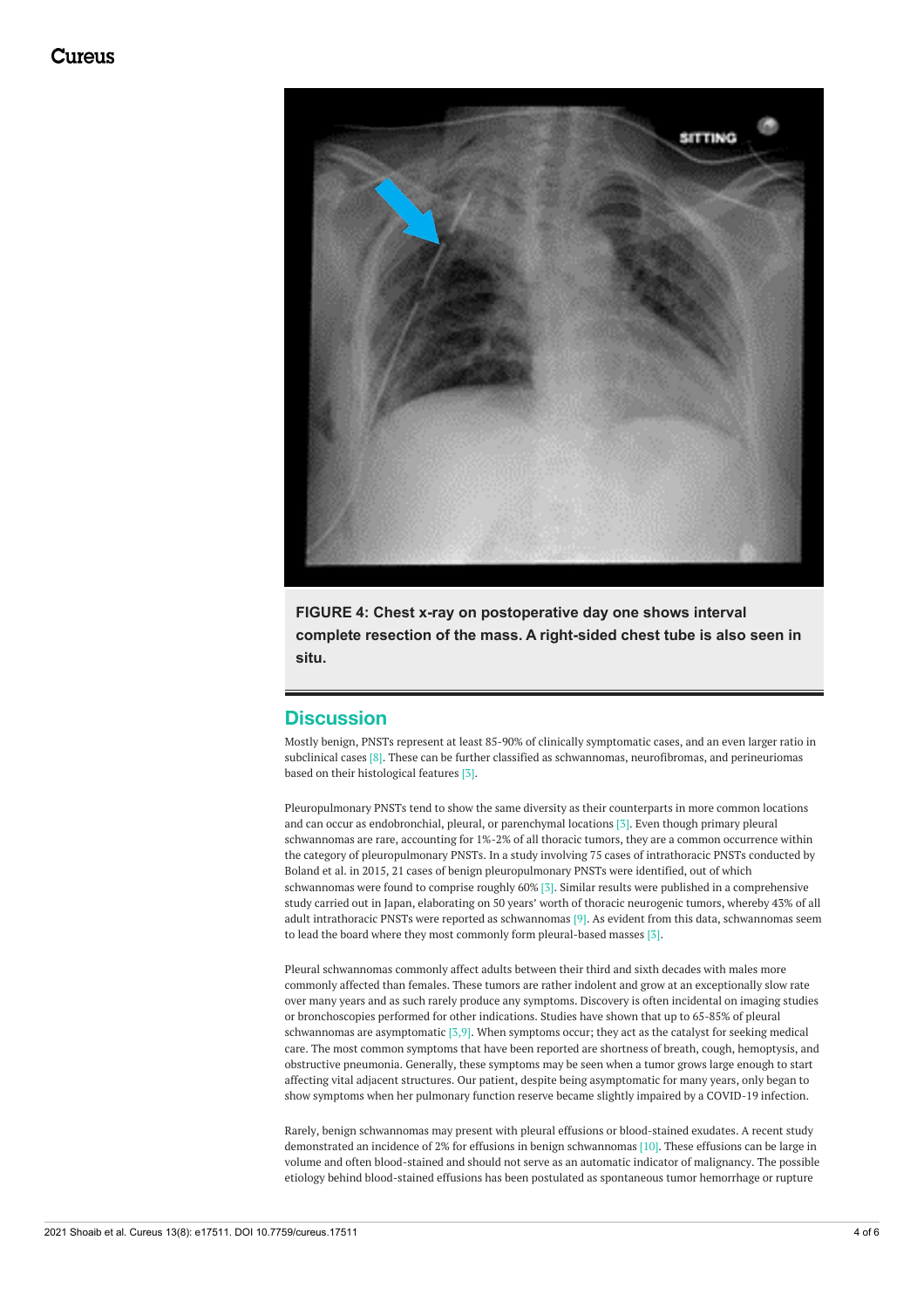**FIGURE 4: Chest x-ray on postoperative day one shows interval complete resection of the mass. A right-sided chest tube is also seen in situ.**

## Discussion

Mostly benign, PNSTs represent at least 85-90% of clinically symptomatic cases, and an even larger ratio in subclinical cases [8]. These can be further classified as schwannomas, neurofibromas, and perineuriomas based on their histological features [3].

Pleuropulmonary PNSTs tend to show the same diversity as their counterparts in more common locations and can occur as endobronchial, pleural, or parenchymal locations [3]. Even though primary pleural schwannomas are rare, accounting for 1%-2% of all thoracic tumors, they are a common occurrence within the category of pleuropulmonary PNSTs. In a study involving 75 cases of intrathoracic PNSTs conducted by Boland et al. in 2015, 21 cases of benign pleuropulmonary PNSTs were identified, out of which schwannomas were found to comprise roughly 60% [3]. Similar results were published in a comprehensive study carried out in Japan, elaborating on 50 years' worth of thoracic neurogenic tumors, whereby 43% of all adult intrathoracic PNSTs were reported as schwannomas [9]. As evident from this data, schwannomas seem to lead the board where they most commonly form pleural-based masses [3].

Pleural schwannomas commonly affect adults between their third and sixth decades with males more commonly affected than females. These tumors are rather indolent and grow at an exceptionally slow rate over many years and as such rarely produce any symptoms. Discovery is often incidental on imaging studies or bronchoscopies performed for other indications. Studies have shown that up to 65-85% of pleural schwannomas are asymptomatic [3,9]. When symptoms occur; they act as the catalyst for seeking medical care. The most common symptoms that have been reported are shortness of breath, cough, hemoptysis, and obstructive pneumonia. Generally, these symptoms may be seen when a tumor grows large enough to start affecting vital adjacent structures. Our patient, despite being asymptomatic for many years, only began to show symptoms when her pulmonary function reserve became slightly impaired by a COVID-19 infection.

Rarely, benign schwannomas may present with pleural effusions or blood-stained exudates. A recent study demonstrated an incidence of 2% for effusions in benign schwannomas [10]. These effusions can be large in volume and often blood-stained and should not serve as an automatic indicator of malignancy. The possible etiology behind blood-stained effusions has been postulated as spontaneous tumor hemorrhage or rupture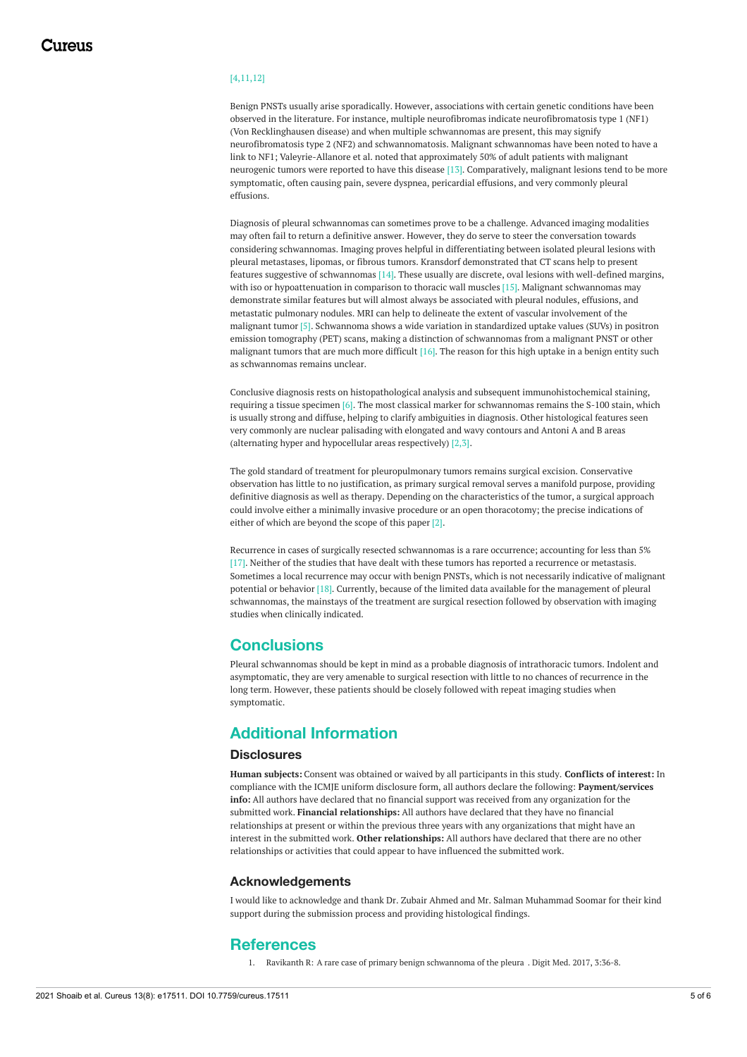[4,11,12]

Benign PNSTs usually arise sporadically. However, associations with certain genetic conditions have been observed in the literature. For instance, multiple neurofibromas indicate neurofibromatosis type 1 (NF1) (Von Recklinghausen disease) and when multiple schwannomas are present, this may signify neurofibromatosis type 2 (NF2) and schwannomatosis. Malignant schwannomas have been noted to have a link to NF1; Valeyrie-Allanore et al. noted that approximately 50% of adult patients with malignant neurogenic tumors were reported to have this disease [13]. Comparatively, malignant lesions tend to be more symptomatic, often causing pain, severe dyspnea, pericardial effusions, and very commonly pleural effusions.

Diagnosis of pleural schwannomas can sometimes prove to be a challenge. Advanced imaging modalities may often fail to return a definitive answer. However, they do serve to steer the conversation towards considering schwannomas. Imaging proves helpful in differentiating between isolated pleural lesions with pleural metastases, lipomas, or fibrous tumors. Kransdorf demonstrated that CT scans help to present features suggestive of schwannomas [14]. These usually are discrete, oval lesions with well-defined margins, with iso or hypoattenuation in comparison to thoracic wall muscles [15]. Malignant schwannomas may demonstrate similar features but will almost always be associated with pleural nodules, effusions, and metastatic pulmonary nodules. MRI can help to delineate the extent of vascular involvement of the malignant tumor [5]. Schwannoma shows a wide variation in standardized uptake values (SUVs) in positron emission tomography (PET) scans, making a distinction of schwannomas from a malignant PNST or other malignant tumors that are much more difficult [16]. The reason for this high uptake in a benign entity such as schwannomas remains unclear.

Conclusive diagnosis rests on histopathological analysis and subsequent immunohistochemical staining, requiring a tissue specimen [6]. The most classical marker for schwannomas remains the S-100 stain, which is usually strong and diffuse, helping to clarify ambiguities in diagnosis. Other histological features seen very commonly are nuclear palisading with elongated and wavy contours and Antoni A and B areas (alternating hyper and hypocellular areas respectively) [2,3].

The gold standard of treatment for pleuropulmonary tumors remains surgical excision. Conservative observation has little to no justification, as primary surgical removal serves a manifold purpose, providing definitive diagnosis as well as therapy. Depending on the characteristics of the tumor, a surgical approach could involve either a minimally invasive procedure or an open thoracotomy; the precise indications of either of which are beyond the scope of this paper [2].

Recurrence in cases of surgically resected schwannomas is a rare occurrence; accounting for less than 5% [17]. Neither of the studies that have dealt with these tumors has reported a recurrence or metastasis. Sometimes a local recurrence may occur with benign PNSTs, which is not necessarily indicative of malignant potential or behavior [18]. Currently, because of the limited data available for the management of pleural schwannomas, the mainstays of the treatment are surgical resection followed by observation with imaging studies when clinically indicated.

## Conclusions

Pleural schwannomas should be kept in mind as a probable diagnosis of intrathoracic tumors. Indolent and asymptomatic, they are very amenable to surgical resection with little to no chances of recurrence in the long term. However, these patients should be closely followed with repeat imaging studies when symptomatic.

## Additional Information

### Disclosures

**Human subjects:** Consent was obtained or waived by all participants in this study. **Conflicts of interest:** In compliance with the ICMJE uniform disclosure form, all authors declare the following: **Payment/services info:** All authors have declared that no financial support was received from any organization for the submitted work. **Financial relationships:** All authors have declared that they have no financial relationships at present or within the previous three years with any organizations that might have an interest in the submitted work. **Other relationships:** All authors have declared that there are no other relationships or activities that could appear to have influenced the submitted work.

### Acknowledgements

I would like to acknowledge and thank Dr. Zubair Ahmed and Mr. Salman Muhammad Soomar for their kind support during the submission process and providing histological findings.

## References

1. Ravikanth R: A rare case of primary benign schwannoma of the pleura . Digit Med. 2017, 3:36-8.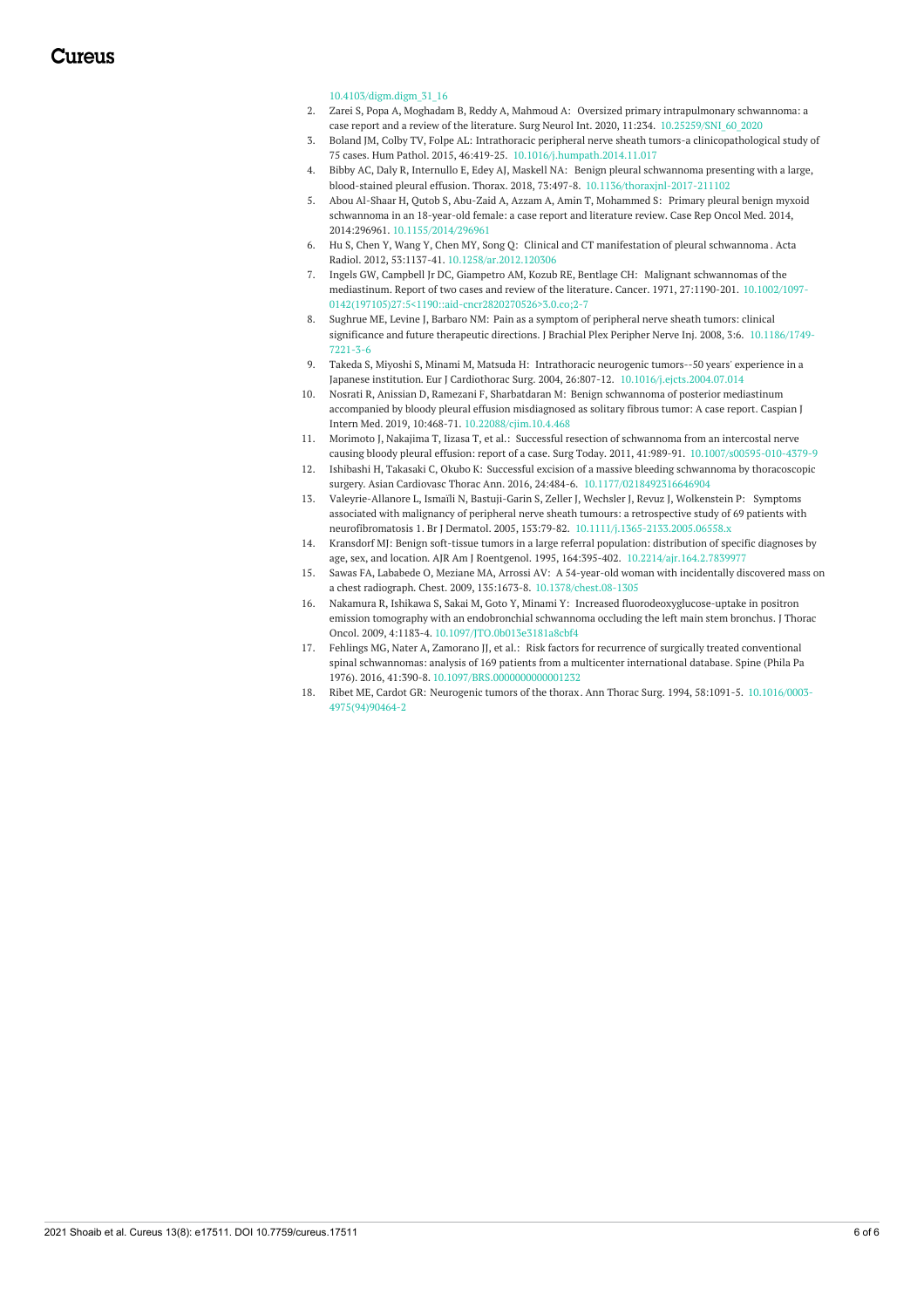10.4103/digm.digm_31_16

2. Zarei S, Popa A, Moghadam B, Reddy A, Mahmoud A: Oversized primary intrapulmonary schwannoma: a case report and a review of the literature. Surg Neurol Int. 2020, 11:234. 10.25259/SNI_60_2020
3. Boland JM, Colby TV, Folpe AL: Intrathoracic peripheral nerve sheath tumors-a clinicopathological study of 75 cases. Hum Pathol. 2015, 46:419-25. 10.1016/j.humpath.2014.11.017
4. Bibby AC, Daly R, Internullo E, Edey AJ, Maskell NA: Benign pleural schwannoma presenting with a large, blood-stained pleural effusion. Thorax. 2018, 73:497-8. 10.1136/thoraxjnl-2017-211102
5. Abou Al-Shaar H, Qutob S, Abu-Zaid A, Azzam A, Amin T, Mohammed S: Primary pleural benign myxoid schwannoma in an 18-year-old female: a case report and literature review. Case Rep Oncol Med. 2014, 2014:296961. 10.1155/2014/296961
6. Hu S, Chen Y, Wang Y, Chen MY, Song Q: Clinical and CT manifestation of pleural schwannoma . Acta Radiol. 2012, 53:1137-41. 10.1258/ar.2012.120306
7. Ingels GW, Campbell Jr DC, Giampetro AM, Kozub RE, Bentlage CH: Malignant schwannomas of the mediastinum. Report of two cases and review of the literature. Cancer. 1971, 27:1190-201. 10.1002/1097-0142(197105)27:5<1190::aid-cncr2820270526>3.0.co;2-7
8. Sughrue ME, Levine J, Barbaro NM: Pain as a symptom of peripheral nerve sheath tumors: clinical significance and future therapeutic directions. J Brachial Plex Peripher Nerve Inj. 2008, 3:6. 10.1186/1749-7221-3-6
9. Takeda S, Miyoshi S, Minami M, Matsuda H: Intrathoracic neurogenic tumors--50 years' experience in a Japanese institution. Eur J Cardiothorac Surg. 2004, 26:807-12. 10.1016/j.ejcts.2004.07.014
10. Nosrati R, Anissian D, Ramezani F, Sharbatdaran M: Benign schwannoma of posterior mediastinum accompanied by bloody pleural effusion misdiagnosed as solitary fibrous tumor: A case report. Caspian J Intern Med. 2019, 10:468-71. 10.22088/cjim.10.4.468
11. Morimoto J, Nakajima T, Iizasa T, et al.: Successful resection of schwannoma from an intercostal nerve causing bloody pleural effusion: report of a case. Surg Today. 2011, 41:989-91. 10.1007/s00595-010-4379-9
12. Ishibashi H, Takasaki C, Okubo K: Successful excision of a massive bleeding schwannoma by thoracoscopic surgery. Asian Cardiovasc Thorac Ann. 2016, 24:484-6. 10.1177/0218492316646904
13. Valeyrie-Allanore L, Ismaïli N, Bastuji-Garin S, Zeller J, Wechsler J, Revuz J, Wolkenstein P: Symptoms associated with malignancy of peripheral nerve sheath tumours: a retrospective study of 69 patients with neurofibromatosis 1. Br J Dermatol. 2005, 153:79-82. 10.1111/j.1365-2133.2005.06558.x
14. Kransdorf MJ: Benign soft-tissue tumors in a large referral population: distribution of specific diagnoses by age, sex, and location. AJR Am J Roentgenol. 1995, 164:395-402. 10.2214/ajr.164.2.7839977
15. Sawas FA, Lababede O, Meziane MA, Arrossi AV: A 54-year-old woman with incidentally discovered mass on a chest radiograph. Chest. 2009, 135:1673-8. 10.1378/chest.08-1305
16. Nakamura R, Ishikawa S, Sakai M, Goto Y, Minami Y: Increased fluorodeoxyglucose-uptake in positron emission tomography with an endobronchial schwannoma occluding the left main stem bronchus. J Thorac Oncol. 2009, 4:1183-4. 10.1097/JTO.0b013e3181a8cbf4
17. Fehlings MG, Nater A, Zamorano JJ, et al.: Risk factors for recurrence of surgically treated conventional spinal schwannomas: analysis of 169 patients from a multicenter international database. Spine (Phila Pa 1976). 2016, 41:390-8. 10.1097/BRS.0000000000001232
18. Ribet ME, Cardot GR: Neurogenic tumors of the thorax. Ann Thorac Surg. 1994, 58:1091-5. 10.1016/0003-4975(94)90464-2